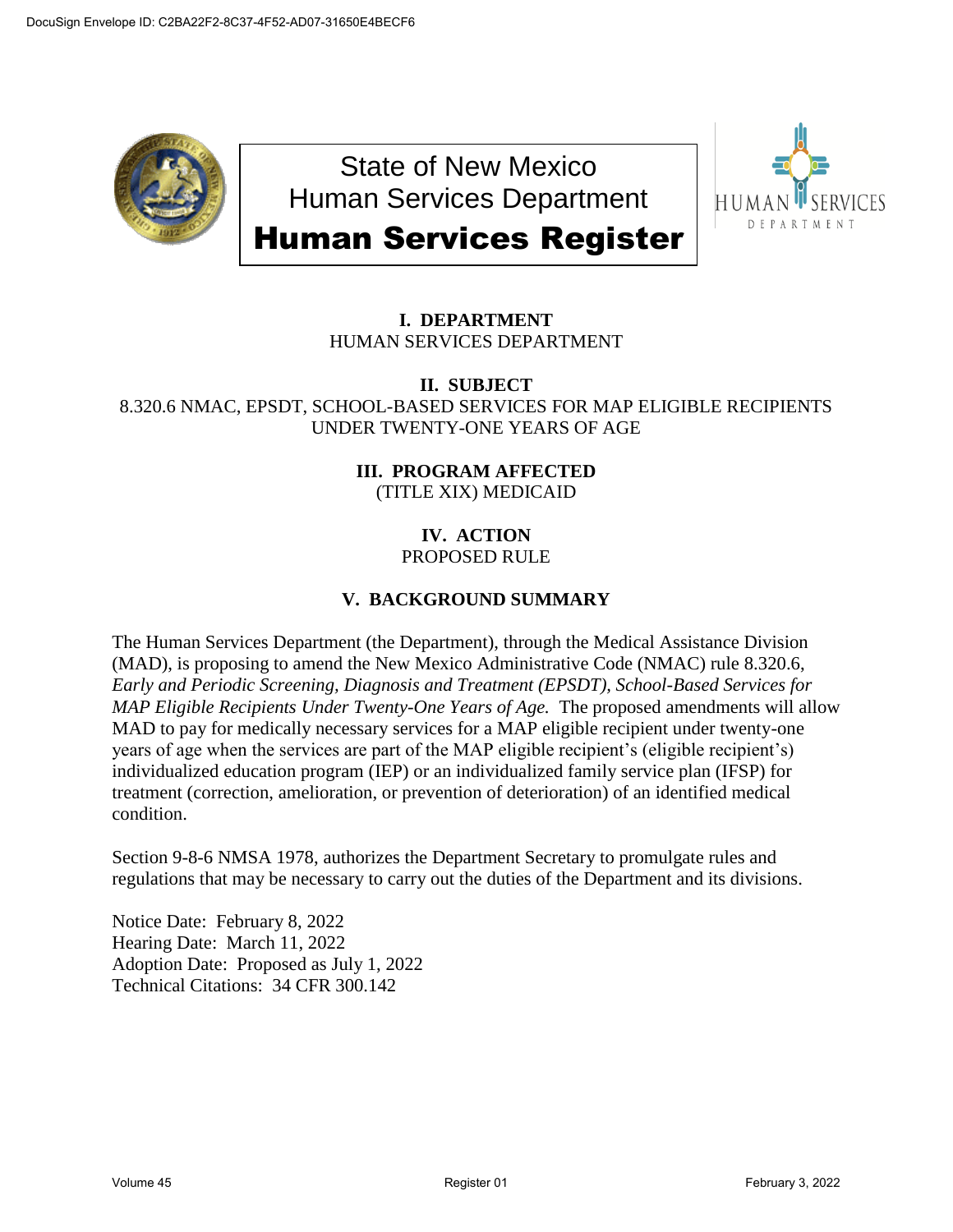# State of New Mexico
# Human Services Department
# Human Services Register

## I. DEPARTMENT

HUMAN SERVICES DEPARTMENT

## II. SUBJECT

8.320.6 NMAC, EPSDT, SCHOOL-BASED SERVICES FOR MAP ELIGIBLE RECIPIENTS UNDER TWENTY-ONE YEARS OF AGE

## III. PROGRAM AFFECTED

(TITLE XIX) MEDICAID

## IV. ACTION

PROPOSED RULE

## V. BACKGROUND SUMMARY

The Human Services Department (the Department), through the Medical Assistance Division (MAD), is proposing to amend the New Mexico Administrative Code (NMAC) rule 8.320.6, *Early and Periodic Screening, Diagnosis and Treatment (EPSDT), School-Based Services for MAP Eligible Recipients Under Twenty-One Years of Age.* The proposed amendments will allow MAD to pay for medically necessary services for a MAP eligible recipient under twenty-one years of age when the services are part of the MAP eligible recipient's (eligible recipient's) individualized education program (IEP) or an individualized family service plan (IFSP) for treatment (correction, amelioration, or prevention of deterioration) of an identified medical condition.

Section 9-8-6 NMSA 1978, authorizes the Department Secretary to promulgate rules and regulations that may be necessary to carry out the duties of the Department and its divisions.

Notice Date: February 8, 2022
Hearing Date: March 11, 2022
Adoption Date: Proposed as July 1, 2022
Technical Citations: 34 CFR 300.142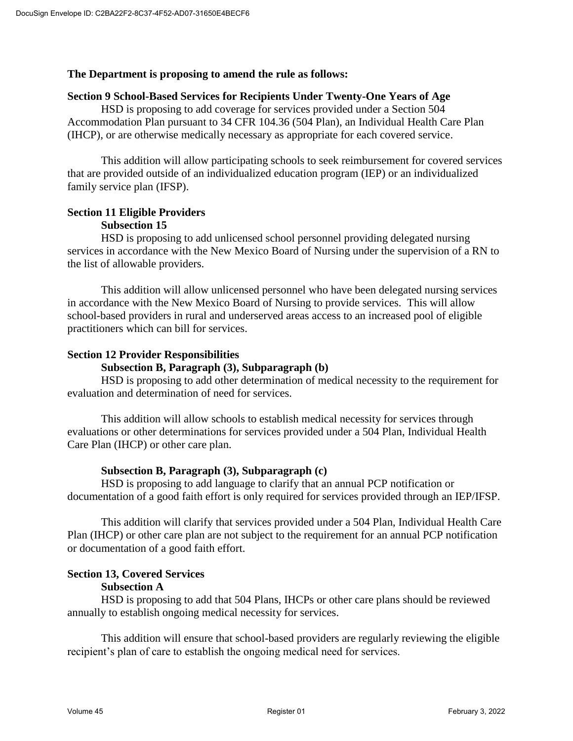**The Department is proposing to amend the rule as follows:**

**Section 9 School-Based Services for Recipients Under Twenty-One Years of Age**

HSD is proposing to add coverage for services provided under a Section 504 Accommodation Plan pursuant to 34 CFR 104.36 (504 Plan), an Individual Health Care Plan (IHCP), or are otherwise medically necessary as appropriate for each covered service.

This addition will allow participating schools to seek reimbursement for covered services that are provided outside of an individualized education program (IEP) or an individualized family service plan (IFSP).

**Section 11 Eligible Providers**

**Subsection 15**

HSD is proposing to add unlicensed school personnel providing delegated nursing services in accordance with the New Mexico Board of Nursing under the supervision of a RN to the list of allowable providers.

This addition will allow unlicensed personnel who have been delegated nursing services in accordance with the New Mexico Board of Nursing to provide services. This will allow school-based providers in rural and underserved areas access to an increased pool of eligible practitioners which can bill for services.

**Section 12 Provider Responsibilities**

**Subsection B, Paragraph (3), Subparagraph (b)**

HSD is proposing to add other determination of medical necessity to the requirement for evaluation and determination of need for services.

This addition will allow schools to establish medical necessity for services through evaluations or other determinations for services provided under a 504 Plan, Individual Health Care Plan (IHCP) or other care plan.

**Subsection B, Paragraph (3), Subparagraph (c)**

HSD is proposing to add language to clarify that an annual PCP notification or documentation of a good faith effort is only required for services provided through an IEP/IFSP.

This addition will clarify that services provided under a 504 Plan, Individual Health Care Plan (IHCP) or other care plan are not subject to the requirement for an annual PCP notification or documentation of a good faith effort.

**Section 13, Covered Services**

**Subsection A**

HSD is proposing to add that 504 Plans, IHCPs or other care plans should be reviewed annually to establish ongoing medical necessity for services.

This addition will ensure that school-based providers are regularly reviewing the eligible recipient's plan of care to establish the ongoing medical need for services.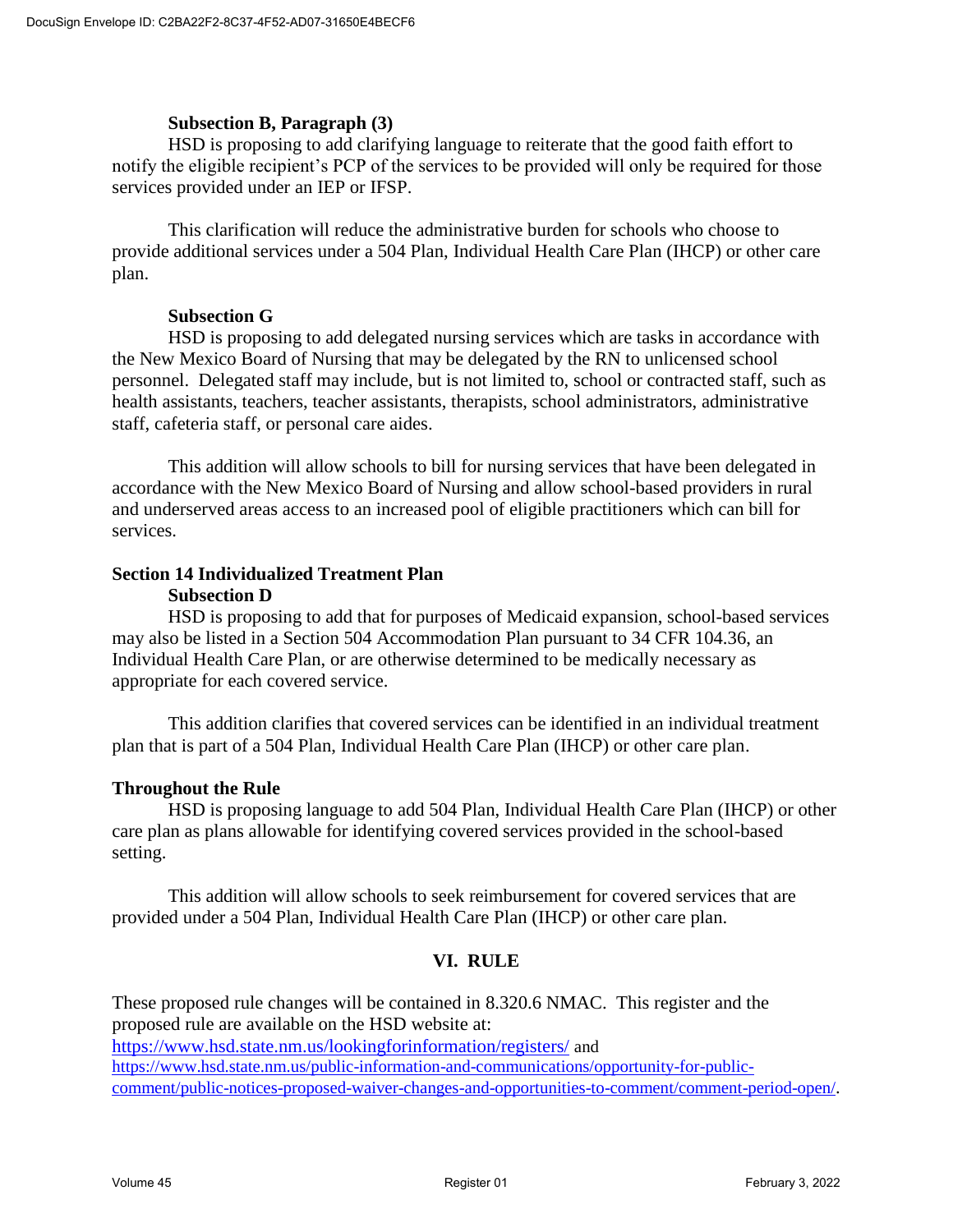**Subsection B, Paragraph (3)**

HSD is proposing to add clarifying language to reiterate that the good faith effort to notify the eligible recipient's PCP of the services to be provided will only be required for those services provided under an IEP or IFSP.

This clarification will reduce the administrative burden for schools who choose to provide additional services under a 504 Plan, Individual Health Care Plan (IHCP) or other care plan.

**Subsection G**

HSD is proposing to add delegated nursing services which are tasks in accordance with the New Mexico Board of Nursing that may be delegated by the RN to unlicensed school personnel. Delegated staff may include, but is not limited to, school or contracted staff, such as health assistants, teachers, teacher assistants, therapists, school administrators, administrative staff, cafeteria staff, or personal care aides.

This addition will allow schools to bill for nursing services that have been delegated in accordance with the New Mexico Board of Nursing and allow school-based providers in rural and underserved areas access to an increased pool of eligible practitioners which can bill for services.

**Section 14 Individualized Treatment Plan**

**Subsection D**

HSD is proposing to add that for purposes of Medicaid expansion, school-based services may also be listed in a Section 504 Accommodation Plan pursuant to 34 CFR 104.36, an Individual Health Care Plan, or are otherwise determined to be medically necessary as appropriate for each covered service.

This addition clarifies that covered services can be identified in an individual treatment plan that is part of a 504 Plan, Individual Health Care Plan (IHCP) or other care plan.

**Throughout the Rule**

HSD is proposing language to add 504 Plan, Individual Health Care Plan (IHCP) or other care plan as plans allowable for identifying covered services provided in the school-based setting.

This addition will allow schools to seek reimbursement for covered services that are provided under a 504 Plan, Individual Health Care Plan (IHCP) or other care plan.

## VI. RULE

These proposed rule changes will be contained in 8.320.6 NMAC. This register and the proposed rule are available on the HSD website at: https://www.hsd.state.nm.us/lookingforinformation/registers/ and https://www.hsd.state.nm.us/public-information-and-communications/opportunity-for-public-comment/public-notices-proposed-waiver-changes-and-opportunities-to-comment/comment-period-open/.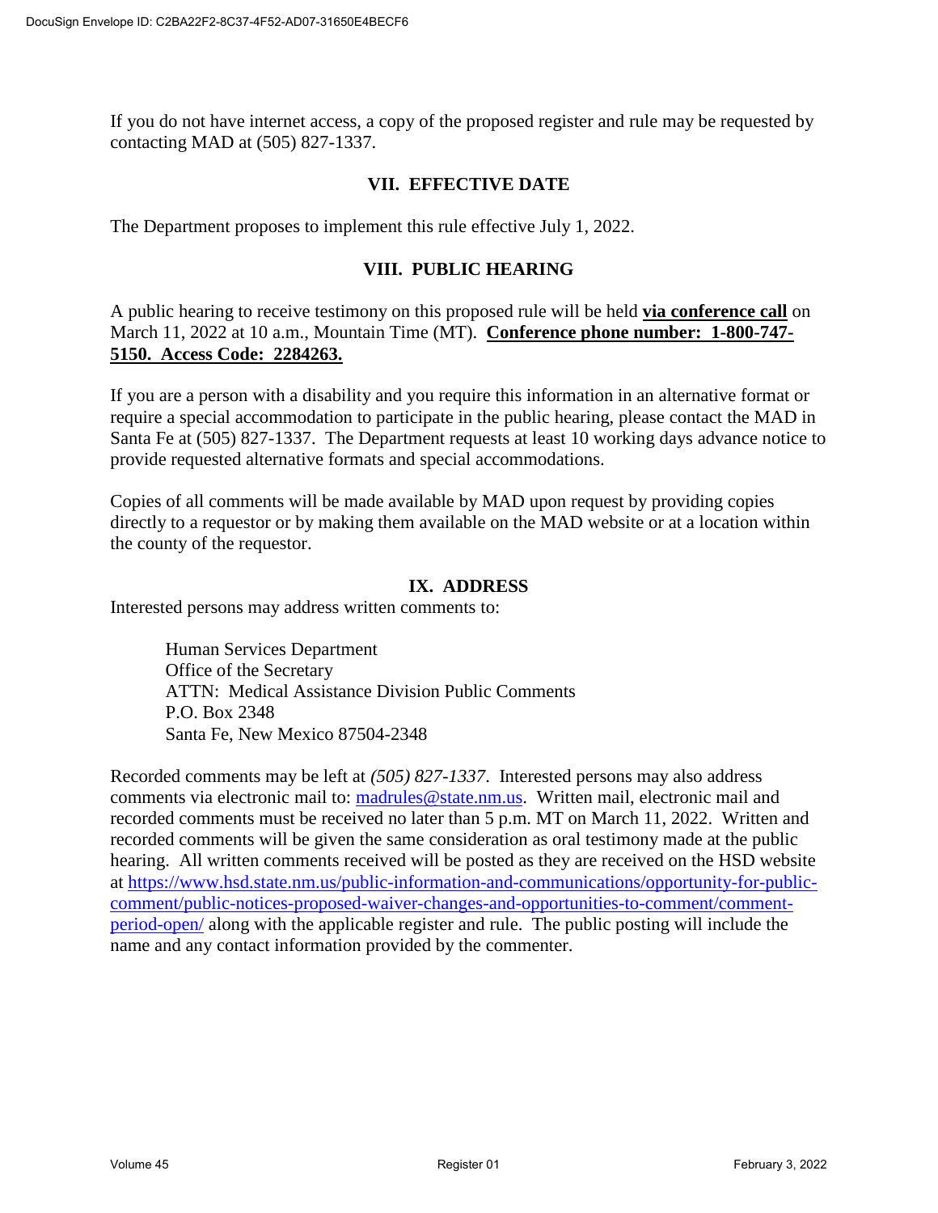If you do not have internet access, a copy of the proposed register and rule may be requested by contacting MAD at (505) 827-1337.

## VII. EFFECTIVE DATE

The Department proposes to implement this rule effective July 1, 2022.

## VIII. PUBLIC HEARING

A public hearing to receive testimony on this proposed rule will be held **via conference call** on March 11, 2022 at 10 a.m., Mountain Time (MT). **Conference phone number: 1-800-747-5150. Access Code: 2284263.**

If you are a person with a disability and you require this information in an alternative format or require a special accommodation to participate in the public hearing, please contact the MAD in Santa Fe at (505) 827-1337. The Department requests at least 10 working days advance notice to provide requested alternative formats and special accommodations.

Copies of all comments will be made available by MAD upon request by providing copies directly to a requestor or by making them available on the MAD website or at a location within the county of the requestor.

## IX. ADDRESS

Interested persons may address written comments to:

Human Services Department
Office of the Secretary
ATTN: Medical Assistance Division Public Comments
P.O. Box 2348
Santa Fe, New Mexico 87504-2348

Recorded comments may be left at *(505) 827-1337*. Interested persons may also address comments via electronic mail to: madrules@state.nm.us. Written mail, electronic mail and recorded comments must be received no later than 5 p.m. MT on March 11, 2022. Written and recorded comments will be given the same consideration as oral testimony made at the public hearing. All written comments received will be posted as they are received on the HSD website at https://www.hsd.state.nm.us/public-information-and-communications/opportunity-for-public-comment/public-notices-proposed-waiver-changes-and-opportunities-to-comment/comment-period-open/ along with the applicable register and rule. The public posting will include the name and any contact information provided by the commenter.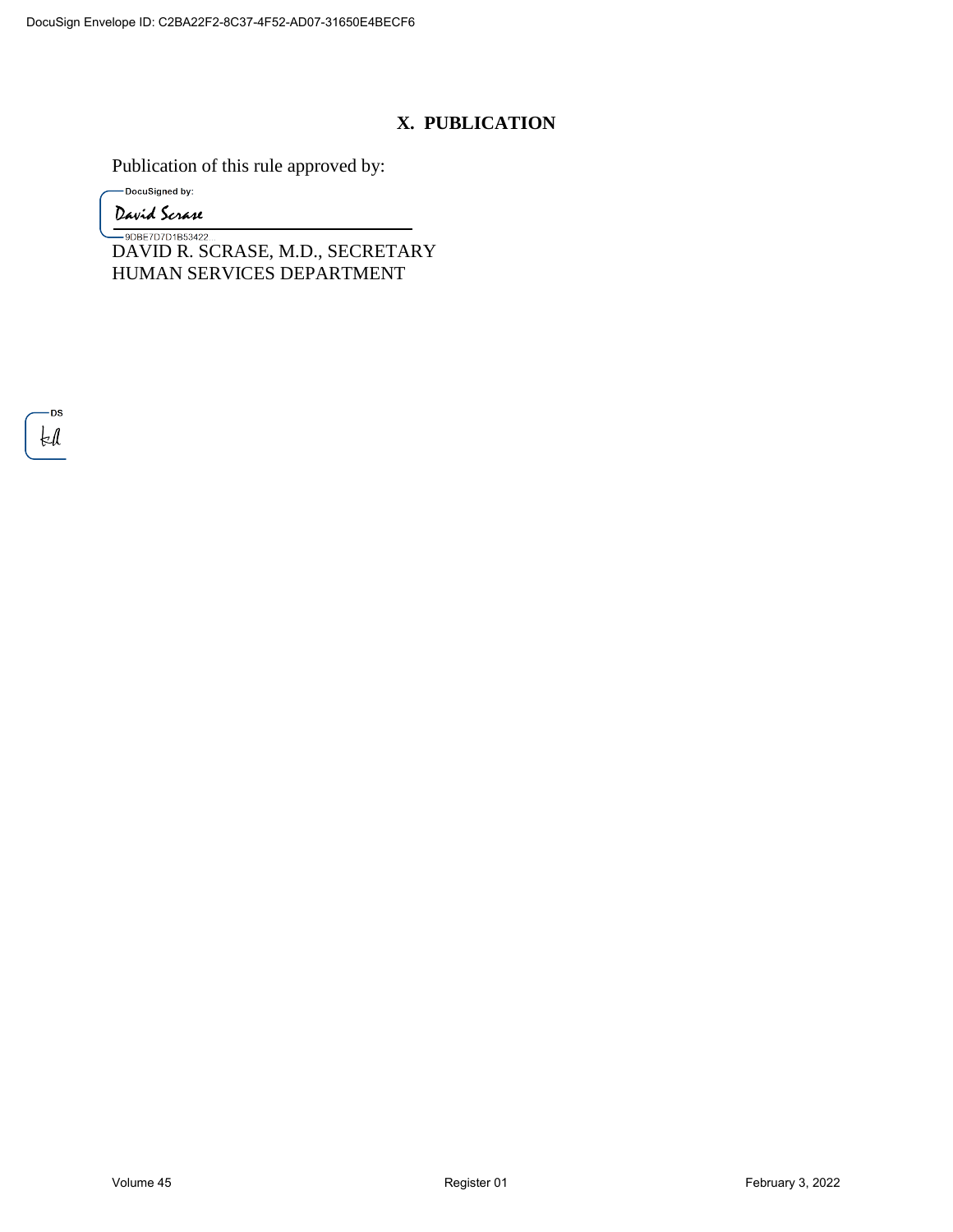## X. PUBLICATION

Publication of this rule approved by:

DocuSigned by:

David Scrase

9DBE7D7D1B53422...

DAVID R. SCRASE, M.D., SECRETARY
HUMAN SERVICES DEPARTMENT